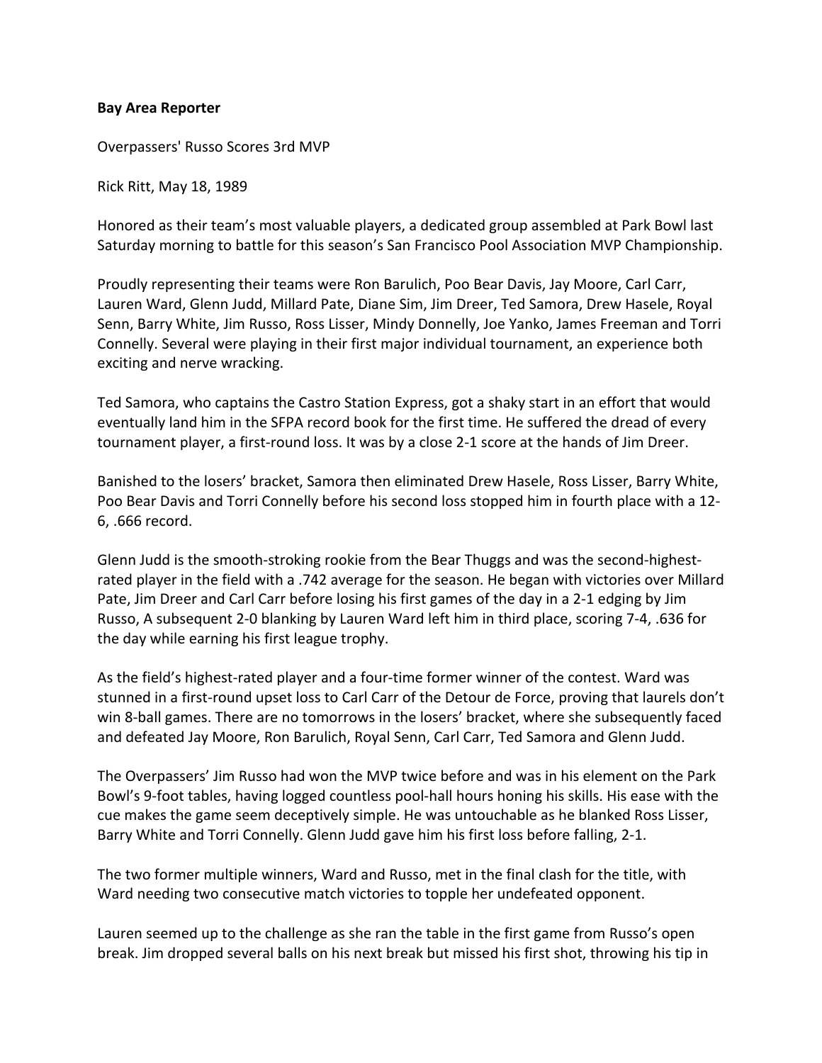**Bay Area Reporter**

Overpassers' Russo Scores 3rd MVP

Rick Ritt, May 18, 1989

Honored as their team's most valuable players, a dedicated group assembled at Park Bowl last Saturday morning to battle for this season's San Francisco Pool Association MVP Championship.

Proudly representing their teams were Ron Barulich, Poo Bear Davis, Jay Moore, Carl Carr, Lauren Ward, Glenn Judd, Millard Pate, Diane Sim, Jim Dreer, Ted Samora, Drew Hasele, Royal Senn, Barry White, Jim Russo, Ross Lisser, Mindy Donnelly, Joe Yanko, James Freeman and Torri Connelly. Several were playing in their first major individual tournament, an experience both exciting and nerve wracking.

Ted Samora, who captains the Castro Station Express, got a shaky start in an effort that would eventually land him in the SFPA record book for the first time. He suffered the dread of every tournament player, a first-round loss. It was by a close 2-1 score at the hands of Jim Dreer.

Banished to the losers' bracket, Samora then eliminated Drew Hasele, Ross Lisser, Barry White, Poo Bear Davis and Torri Connelly before his second loss stopped him in fourth place with a 12-6, .666 record.

Glenn Judd is the smooth-stroking rookie from the Bear Thuggs and was the second-highest-rated player in the field with a .742 average for the season. He began with victories over Millard Pate, Jim Dreer and Carl Carr before losing his first games of the day in a 2-1 edging by Jim Russo, A subsequent 2-0 blanking by Lauren Ward left him in third place, scoring 7-4, .636 for the day while earning his first league trophy.

As the field's highest-rated player and a four-time former winner of the contest. Ward was stunned in a first-round upset loss to Carl Carr of the Detour de Force, proving that laurels don't win 8-ball games. There are no tomorrows in the losers' bracket, where she subsequently faced and defeated Jay Moore, Ron Barulich, Royal Senn, Carl Carr, Ted Samora and Glenn Judd.

The Overpassers' Jim Russo had won the MVP twice before and was in his element on the Park Bowl's 9-foot tables, having logged countless pool-hall hours honing his skills. His ease with the cue makes the game seem deceptively simple. He was untouchable as he blanked Ross Lisser, Barry White and Torri Connelly. Glenn Judd gave him his first loss before falling, 2-1.

The two former multiple winners, Ward and Russo, met in the final clash for the title, with Ward needing two consecutive match victories to topple her undefeated opponent.

Lauren seemed up to the challenge as she ran the table in the first game from Russo's open break. Jim dropped several balls on his next break but missed his first shot, throwing his tip in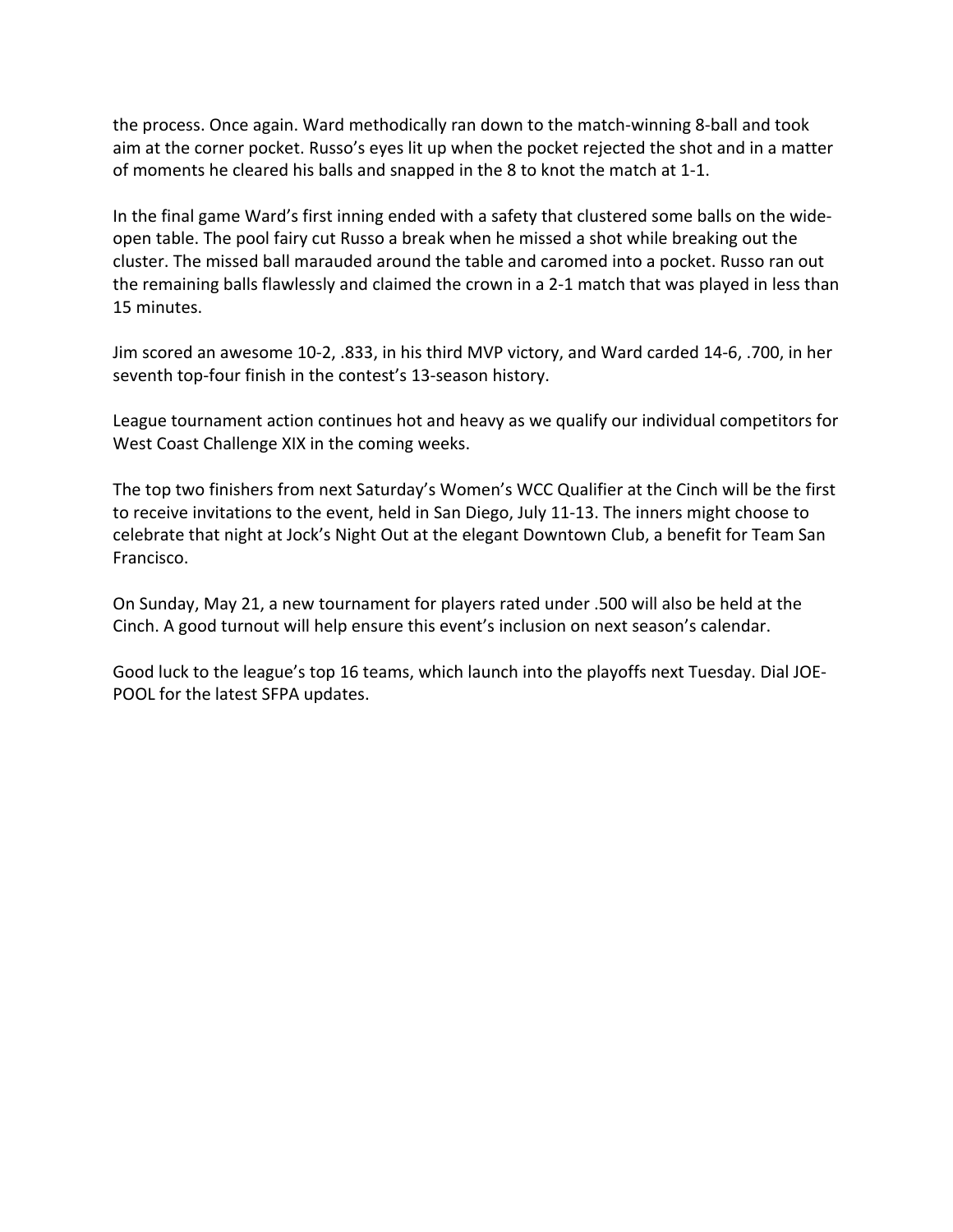the process. Once again. Ward methodically ran down to the match-winning 8-ball and took aim at the corner pocket. Russo's eyes lit up when the pocket rejected the shot and in a matter of moments he cleared his balls and snapped in the 8 to knot the match at 1-1.

In the final game Ward's first inning ended with a safety that clustered some balls on the wide-open table. The pool fairy cut Russo a break when he missed a shot while breaking out the cluster. The missed ball marauded around the table and caromed into a pocket. Russo ran out the remaining balls flawlessly and claimed the crown in a 2-1 match that was played in less than 15 minutes.

Jim scored an awesome 10-2, .833, in his third MVP victory, and Ward carded 14-6, .700, in her seventh top-four finish in the contest's 13-season history.

League tournament action continues hot and heavy as we qualify our individual competitors for West Coast Challenge XIX in the coming weeks.

The top two finishers from next Saturday's Women's WCC Qualifier at the Cinch will be the first to receive invitations to the event, held in San Diego, July 11-13. The inners might choose to celebrate that night at Jock's Night Out at the elegant Downtown Club, a benefit for Team San Francisco.

On Sunday, May 21, a new tournament for players rated under .500 will also be held at the Cinch. A good turnout will help ensure this event's inclusion on next season's calendar.

Good luck to the league's top 16 teams, which launch into the playoffs next Tuesday. Dial JOE-POOL for the latest SFPA updates.